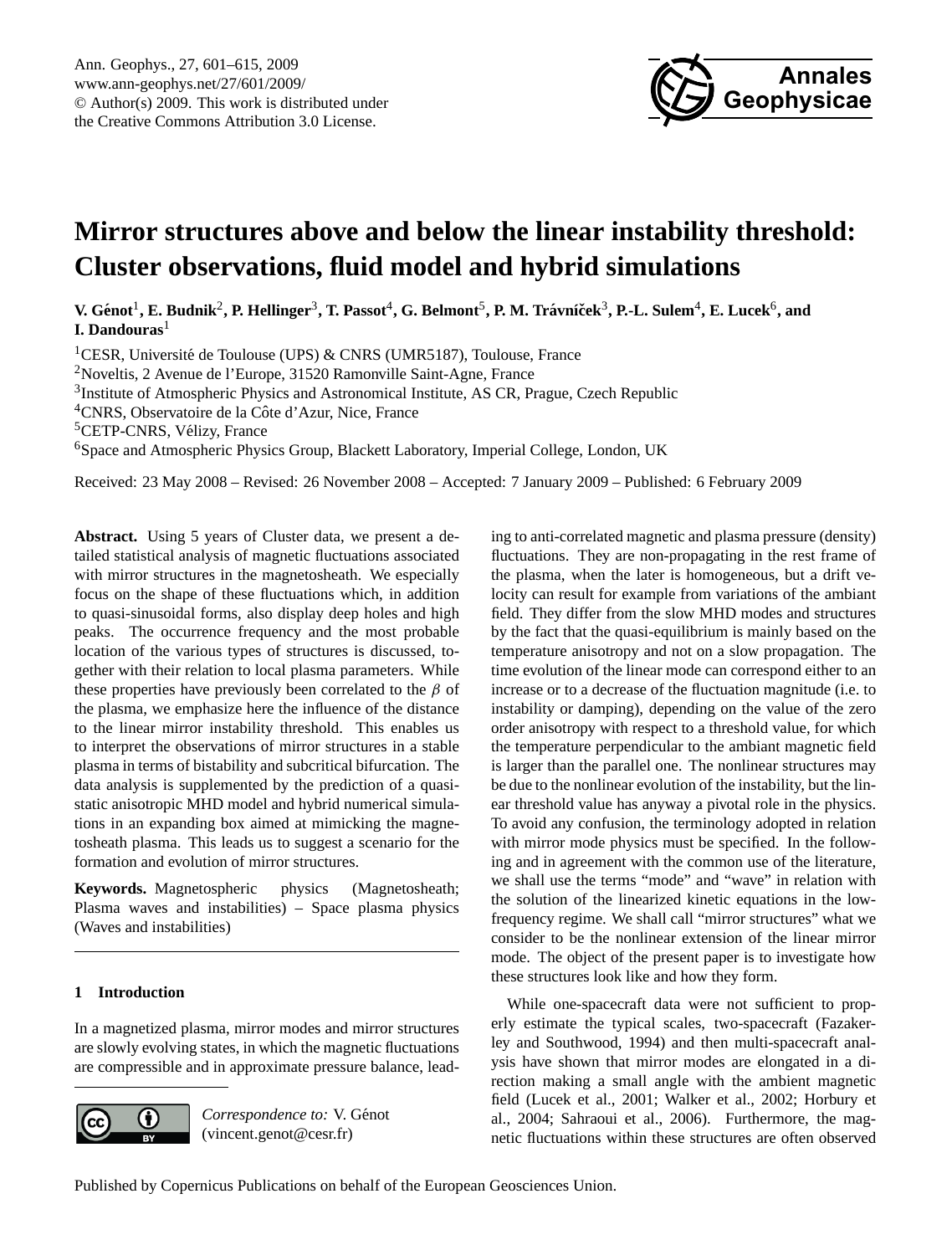// Mirror structures above and below the linear instability threshold: Cluster observations, fluid model and hybrid simulations

**V. Génot**[1], **E. Budnik**[2], **P. Hellinger**[3], **T. Passot**[4], **G. Belmont**[5], **P. M. Trávníček**[3], **P.-L. Sulem**[4], **E. Lucek**[6], **and I. Dandouras**[1]

[1]CESR, Université de Toulouse (UPS) & CNRS (UMR5187), Toulouse, France
[2]Noveltis, 2 Avenue de l'Europe, 31520 Ramonville Saint-Agne, France
[3]Institute of Atmospheric Physics and Astronomical Institute, AS CR, Prague, Czech Republic
[4]CNRS, Observatoire de la Côte d'Azur, Nice, France
[5]CETP-CNRS, Vélizy, France
[6]Space and Atmospheric Physics Group, Blackett Laboratory, Imperial College, London, UK

Received: 23 May 2008 – Revised: 26 November 2008 – Accepted: 7 January 2009 – Published: 6 February 2009

**Abstract.** Using 5 years of Cluster data, we present a detailed statistical analysis of magnetic fluctuations associated with mirror structures in the magnetosheath. We especially focus on the shape of these fluctuations which, in addition to quasi-sinusoidal forms, also display deep holes and high peaks. The occurrence frequency and the most probable location of the various types of structures is discussed, together with their relation to local plasma parameters. While these properties have previously been correlated to the $\beta$ of the plasma, we emphasize here the influence of the distance to the linear mirror instability threshold. This enables us to interpret the observations of mirror structures in a stable plasma in terms of bistability and subcritical bifurcation. The data analysis is supplemented by the prediction of a quasi-static anisotropic MHD model and hybrid numerical simulations in an expanding box aimed at mimicking the magnetosheath plasma. This leads us to suggest a scenario for the formation and evolution of mirror structures.

**Keywords.** Magnetospheric physics (Magnetosheath; Plasma waves and instabilities) – Space plasma physics (Waves and instabilities)

## 1 Introduction

In a magnetized plasma, mirror modes and mirror structures are slowly evolving states, in which the magnetic fluctuations are compressible and in approximate pressure balance, leading to anti-correlated magnetic and plasma pressure (density) fluctuations. They are non-propagating in the rest frame of the plasma, when the later is homogeneous, but a drift velocity can result for example from variations of the ambiant field. They differ from the slow MHD modes and structures by the fact that the quasi-equilibrium is mainly based on the temperature anisotropy and not on a slow propagation. The time evolution of the linear mode can correspond either to an increase or to a decrease of the fluctuation magnitude (i.e. to instability or damping), depending on the value of the zero order anisotropy with respect to a threshold value, for which the temperature perpendicular to the ambiant magnetic field is larger than the parallel one. The nonlinear structures may be due to the nonlinear evolution of the instability, but the linear threshold value has anyway a pivotal role in the physics. To avoid any confusion, the terminology adopted in relation with mirror mode physics must be specified. In the following and in agreement with the common use of the literature, we shall use the terms "mode" and "wave" in relation with the solution of the linearized kinetic equations in the low-frequency regime. We shall call "mirror structures" what we consider to be the nonlinear extension of the linear mirror mode. The object of the present paper is to investigate how these structures look like and how they form.

While one-spacecraft data were not sufficient to properly estimate the typical scales, two-spacecraft (Fazakerley and Southwood, 1994) and then multi-spacecraft analysis have shown that mirror modes are elongated in a direction making a small angle with the ambient magnetic field (Lucek et al., 2001; Walker et al., 2002; Horbury et al., 2004; Sahraoui et al., 2006). Furthermore, the magnetic fluctuations within these structures are often observed

*Correspondence to:* V. Génot
(vincent.genot@cesr.fr)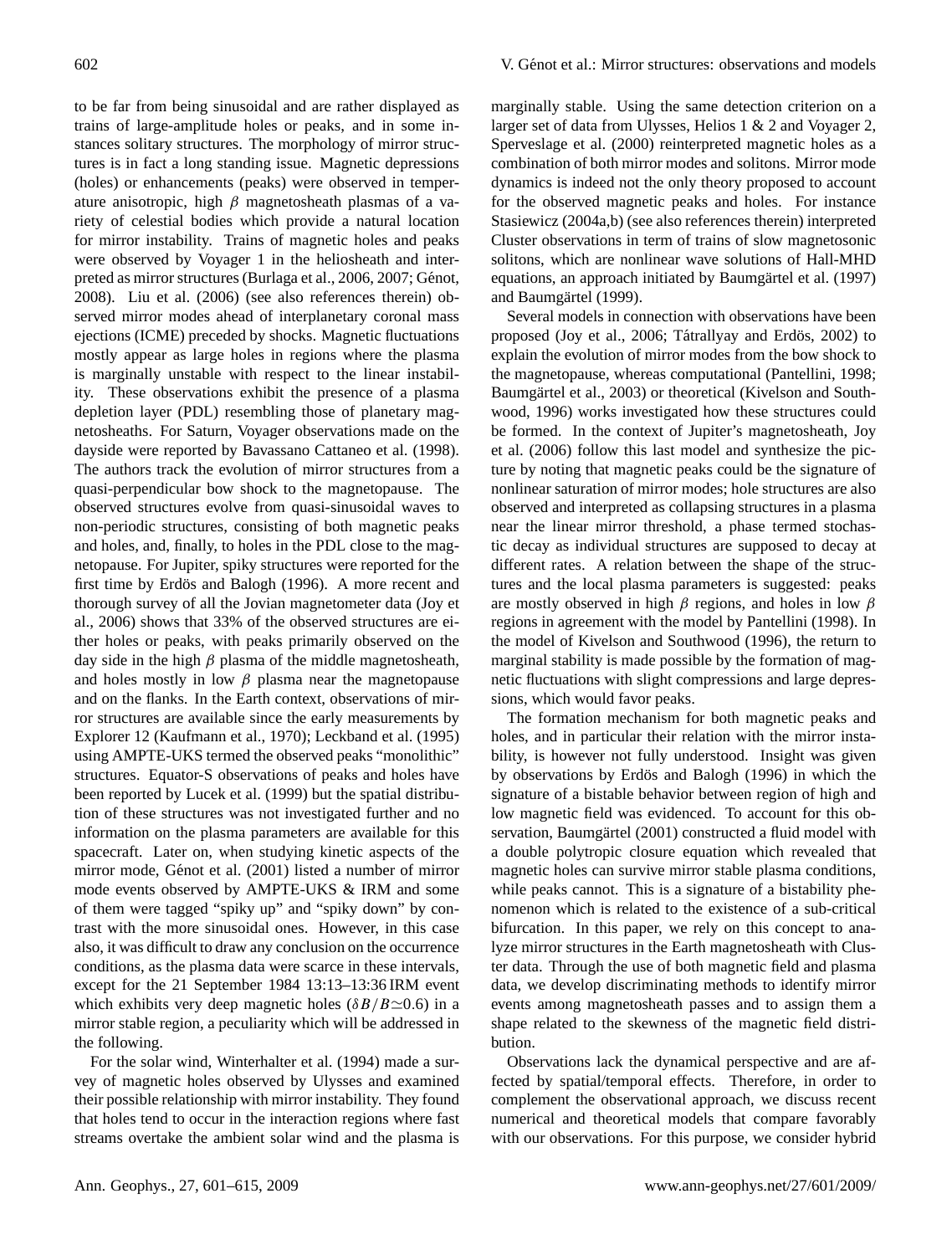to be far from being sinusoidal and are rather displayed as trains of large-amplitude holes or peaks, and in some instances solitary structures. The morphology of mirror structures is in fact a long standing issue. Magnetic depressions (holes) or enhancements (peaks) were observed in temperature anisotropic, high $\beta$ magnetosheath plasmas of a variety of celestial bodies which provide a natural location for mirror instability. Trains of magnetic holes and peaks were observed by Voyager 1 in the heliosheath and interpreted as mirror structures (Burlaga et al., 2006, 2007; Génot, 2008). Liu et al. (2006) (see also references therein) observed mirror modes ahead of interplanetary coronal mass ejections (ICME) preceded by shocks. Magnetic fluctuations mostly appear as large holes in regions where the plasma is marginally unstable with respect to the linear instability. These observations exhibit the presence of a plasma depletion layer (PDL) resembling those of planetary magnetosheaths. For Saturn, Voyager observations made on the dayside were reported by Bavassano Cattaneo et al. (1998). The authors track the evolution of mirror structures from a quasi-perpendicular bow shock to the magnetopause. The observed structures evolve from quasi-sinusoidal waves to non-periodic structures, consisting of both magnetic peaks and holes, and, finally, to holes in the PDL close to the magnetopause. For Jupiter, spiky structures were reported for the first time by Erdös and Balogh (1996). A more recent and thorough survey of all the Jovian magnetometer data (Joy et al., 2006) shows that 33% of the observed structures are either holes or peaks, with peaks primarily observed on the day side in the high $\beta$ plasma of the middle magnetosheath, and holes mostly in low $\beta$ plasma near the magnetopause and on the flanks. In the Earth context, observations of mirror structures are available since the early measurements by Explorer 12 (Kaufmann et al., 1970); Leckband et al. (1995) using AMPTE-UKS termed the observed peaks "monolithic" structures. Equator-S observations of peaks and holes have been reported by Lucek et al. (1999) but the spatial distribution of these structures was not investigated further and no information on the plasma parameters are available for this spacecraft. Later on, when studying kinetic aspects of the mirror mode, Génot et al. (2001) listed a number of mirror mode events observed by AMPTE-UKS & IRM and some of them were tagged "spiky up" and "spiky down" by contrast with the more sinusoidal ones. However, in this case also, it was difficult to draw any conclusion on the occurrence conditions, as the plasma data were scarce in these intervals, except for the 21 September 1984 13:13–13:36 IRM event which exhibits very deep magnetic holes ($\delta B/B \simeq 0.6$) in a mirror stable region, a peculiarity which will be addressed in the following.

For the solar wind, Winterhalter et al. (1994) made a survey of magnetic holes observed by Ulysses and examined their possible relationship with mirror instability. They found that holes tend to occur in the interaction regions where fast streams overtake the ambient solar wind and the plasma is marginally stable. Using the same detection criterion on a larger set of data from Ulysses, Helios 1 & 2 and Voyager 2, Sperveslage et al. (2000) reinterpreted magnetic holes as a combination of both mirror modes and solitons. Mirror mode dynamics is indeed not the only theory proposed to account for the observed magnetic peaks and holes. For instance Stasiewicz (2004a,b) (see also references therein) interpreted Cluster observations in term of trains of slow magnetosonic solitons, which are nonlinear wave solutions of Hall-MHD equations, an approach initiated by Baumgärtel et al. (1997) and Baumgärtel (1999).

Several models in connection with observations have been proposed (Joy et al., 2006; Tátrallyay and Erdös, 2002) to explain the evolution of mirror modes from the bow shock to the magnetopause, whereas computational (Pantellini, 1998; Baumgärtel et al., 2003) or theoretical (Kivelson and Southwood, 1996) works investigated how these structures could be formed. In the context of Jupiter's magnetosheath, Joy et al. (2006) follow this last model and synthesize the picture by noting that magnetic peaks could be the signature of nonlinear saturation of mirror modes; hole structures are also observed and interpreted as collapsing structures in a plasma near the linear mirror threshold, a phase termed stochastic decay as individual structures are supposed to decay at different rates. A relation between the shape of the structures and the local plasma parameters is suggested: peaks are mostly observed in high $\beta$ regions, and holes in low $\beta$ regions in agreement with the model by Pantellini (1998). In the model of Kivelson and Southwood (1996), the return to marginal stability is made possible by the formation of magnetic fluctuations with slight compressions and large depressions, which would favor peaks.

The formation mechanism for both magnetic peaks and holes, and in particular their relation with the mirror instability, is however not fully understood. Insight was given by observations by Erdös and Balogh (1996) in which the signature of a bistable behavior between region of high and low magnetic field was evidenced. To account for this observation, Baumgärtel (2001) constructed a fluid model with a double polytropic closure equation which revealed that magnetic holes can survive mirror stable plasma conditions, while peaks cannot. This is a signature of a bistability phenomenon which is related to the existence of a sub-critical bifurcation. In this paper, we rely on this concept to analyze mirror structures in the Earth magnetosheath with Cluster data. Through the use of both magnetic field and plasma data, we develop discriminating methods to identify mirror events among magnetosheath passes and to assign them a shape related to the skewness of the magnetic field distribution.

Observations lack the dynamical perspective and are affected by spatial/temporal effects. Therefore, in order to complement the observational approach, we discuss recent numerical and theoretical models that compare favorably with our observations. For this purpose, we consider hybrid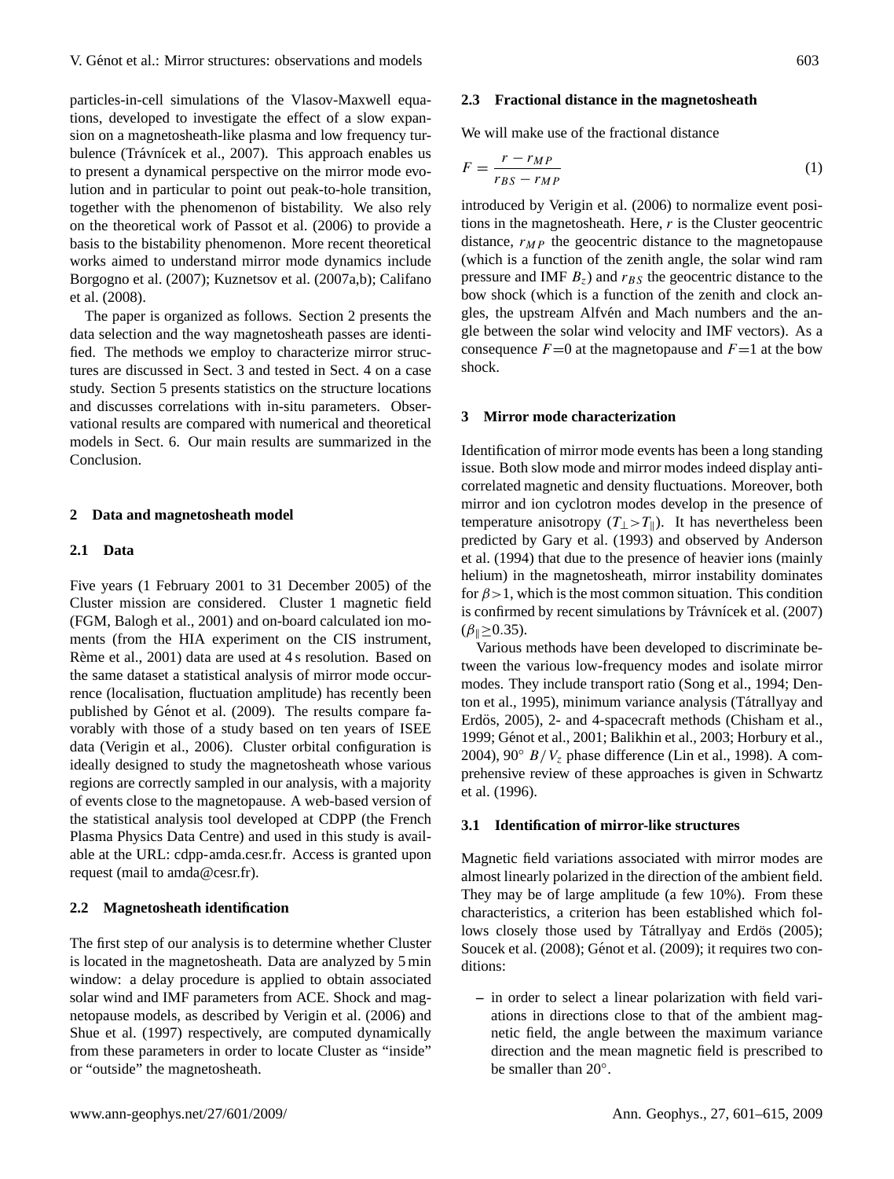particles-in-cell simulations of the Vlasov-Maxwell equations, developed to investigate the effect of a slow expansion on a magnetosheath-like plasma and low frequency turbulence (Trávnícek et al., 2007). This approach enables us to present a dynamical perspective on the mirror mode evolution and in particular to point out peak-to-hole transition, together with the phenomenon of bistability. We also rely on the theoretical work of Passot et al. (2006) to provide a basis to the bistability phenomenon. More recent theoretical works aimed to understand mirror mode dynamics include Borgogno et al. (2007); Kuznetsov et al. (2007a,b); Califano et al. (2008).

The paper is organized as follows. Section 2 presents the data selection and the way magnetosheath passes are identified. The methods we employ to characterize mirror structures are discussed in Sect. 3 and tested in Sect. 4 on a case study. Section 5 presents statistics on the structure locations and discusses correlations with in-situ parameters. Observational results are compared with numerical and theoretical models in Sect. 6. Our main results are summarized in the Conclusion.

## 2 Data and magnetosheath model

### 2.1 Data

Five years (1 February 2001 to 31 December 2005) of the Cluster mission are considered. Cluster 1 magnetic field (FGM, Balogh et al., 2001) and on-board calculated ion moments (from the HIA experiment on the CIS instrument, Rème et al., 2001) data are used at 4 s resolution. Based on the same dataset a statistical analysis of mirror mode occurrence (localisation, fluctuation amplitude) has recently been published by Génot et al. (2009). The results compare favorably with those of a study based on ten years of ISEE data (Verigin et al., 2006). Cluster orbital configuration is ideally designed to study the magnetosheath whose various regions are correctly sampled in our analysis, with a majority of events close to the magnetopause. A web-based version of the statistical analysis tool developed at CDPP (the French Plasma Physics Data Centre) and used in this study is available at the URL: cdpp-amda.cesr.fr. Access is granted upon request (mail to amda@cesr.fr).

### 2.2 Magnetosheath identification

The first step of our analysis is to determine whether Cluster is located in the magnetosheath. Data are analyzed by 5 min window: a delay procedure is applied to obtain associated solar wind and IMF parameters from ACE. Shock and magnetopause models, as described by Verigin et al. (2006) and Shue et al. (1997) respectively, are computed dynamically from these parameters in order to locate Cluster as "inside" or "outside" the magnetosheath.

### 2.3 Fractional distance in the magnetosheath

We will make use of the fractional distance

$$F = \frac{r - r_{MP}}{r_{BS} - r_{MP}} \quad (1)$$

introduced by Verigin et al. (2006) to normalize event positions in the magnetosheath. Here, $r$ is the Cluster geocentric distance, $r_{MP}$ the geocentric distance to the magnetopause (which is a function of the zenith angle, the solar wind ram pressure and IMF $B_z$) and $r_{BS}$ the geocentric distance to the bow shock (which is a function of the zenith and clock angles, the upstream Alfvén and Mach numbers and the angle between the solar wind velocity and IMF vectors). As a consequence $F$=0 at the magnetopause and $F$=1 at the bow shock.

## 3 Mirror mode characterization

Identification of mirror mode events has been a long standing issue. Both slow mode and mirror modes indeed display anti-correlated magnetic and density fluctuations. Moreover, both mirror and ion cyclotron modes develop in the presence of temperature anisotropy ($T_\perp > T_\parallel$). It has nevertheless been predicted by Gary et al. (1993) and observed by Anderson et al. (1994) that due to the presence of heavier ions (mainly helium) in the magnetosheath, mirror instability dominates for $\beta > 1$, which is the most common situation. This condition is confirmed by recent simulations by Trávnícek et al. (2007) ($\beta_\parallel \geq 0.35$).

Various methods have been developed to discriminate between the various low-frequency modes and isolate mirror modes. They include transport ratio (Song et al., 1994; Denton et al., 1995), minimum variance analysis (Tátrallyay and Erdös, 2005), 2- and 4-spacecraft methods (Chisham et al., 1999; Génot et al., 2001; Balikhin et al., 2003; Horbury et al., 2004), 90° $B/V_z$ phase difference (Lin et al., 1998). A comprehensive review of these approaches is given in Schwartz et al. (1996).

### 3.1 Identification of mirror-like structures

Magnetic field variations associated with mirror modes are almost linearly polarized in the direction of the ambient field. They may be of large amplitude (a few 10%). From these characteristics, a criterion has been established which follows closely those used by Tátrallyay and Erdös (2005); Soucek et al. (2008); Génot et al. (2009); it requires two conditions:

- in order to select a linear polarization with field variations in directions close to that of the ambient magnetic field, the angle between the maximum variance direction and the mean magnetic field is prescribed to be smaller than 20°.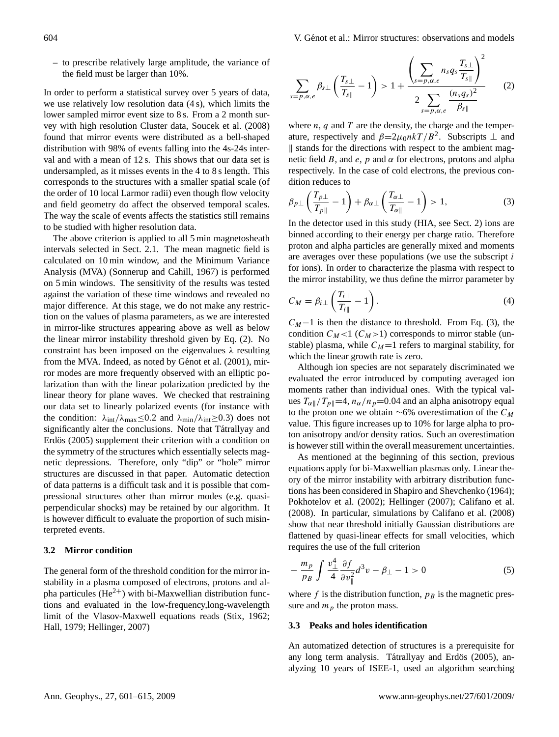– to prescribe relatively large amplitude, the variance of the field must be larger than 10%.

In order to perform a statistical survey over 5 years of data, we use relatively low resolution data (4 s), which limits the lower sampled mirror event size to 8 s. From a 2 month survey with high resolution Cluster data, Soucek et al. (2008) found that mirror events were distributed as a bell-shaped distribution with 98% of events falling into the 4s-24s interval and with a mean of 12 s. This shows that our data set is undersampled, as it misses events in the 4 to 8 s length. This corresponds to the structures with a smaller spatial scale (of the order of 10 local Larmor radii) even though flow velocity and field geometry do affect the observed temporal scales. The way the scale of events affects the statistics still remains to be studied with higher resolution data.

The above criterion is applied to all 5 min magnetosheath intervals selected in Sect. 2.1. The mean magnetic field is calculated on 10 min window, and the Minimum Variance Analysis (MVA) (Sonnerup and Cahill, 1967) is performed on 5 min windows. The sensitivity of the results was tested against the variation of these time windows and revealed no major difference. At this stage, we do not make any restriction on the values of plasma parameters, as we are interested in mirror-like structures appearing above as well as below the linear mirror instability threshold given by Eq. (2). No constraint has been imposed on the eigenvalues $\lambda$ resulting from the MVA. Indeed, as noted by Génot et al. (2001), mirror modes are more frequently observed with an elliptic polarization than with the linear polarization predicted by the linear theory for plane waves. We checked that restraining our data set to linearly polarized events (for instance with the condition: $\lambda_{\rm int}/\lambda_{\rm max} \leq 0.2$ and $\lambda_{\rm min}/\lambda_{\rm int} \geq 0.3$) does not significantly alter the conclusions. Note that Tátrallyay and Erdös (2005) supplement their criterion with a condition on the symmetry of the structures which essentially selects magnetic depressions. Therefore, only "dip" or "hole" mirror structures are discussed in that paper. Automatic detection of data patterns is a difficult task and it is possible that compressional structures other than mirror modes (e.g. quasi-perpendicular shocks) may be retained by our algorithm. It is however difficult to evaluate the proportion of such misinterpreted events.

### 3.2 Mirror condition

The general form of the threshold condition for the mirror instability in a plasma composed of electrons, protons and alpha particules ($He^{2+}$) with bi-Maxwellian distribution functions and evaluated in the low-frequency,long-wavelength limit of the Vlasov-Maxwell equations reads (Stix, 1962; Hall, 1979; Hellinger, 2007)

$$\sum_{s=p,\alpha,e} \beta_{s\perp} \left( \frac{T_{s\perp}}{T_{s\parallel}} - 1 \right) > 1 + \frac{\left( \sum_{s=p,\alpha,e} n_s q_s \frac{T_{s\perp}}{T_{s\parallel}} \right)^2}{2 \sum_{s=p,\alpha,e} \frac{(n_s q_s)^2}{\beta_{s\parallel}}} \qquad (2)$$

where $n$, $q$ and $T$ are the density, the charge and the temperature, respectively and $\beta = 2\mu_0 nkT/B^2$. Subscripts $\perp$ and $\parallel$ stands for the directions with respect to the ambient magnetic field $B$, and $e$, $p$ and $\alpha$ for electrons, protons and alpha respectively. In the case of cold electrons, the previous condition reduces to

$$\beta_{p\perp} \left( \frac{T_{p\perp}}{T_{p\parallel}} - 1 \right) + \beta_{\alpha\perp} \left( \frac{T_{\alpha\perp}}{T_{\alpha\parallel}} - 1 \right) > 1, \qquad (3)$$

In the detector used in this study (HIA, see Sect. 2) ions are binned according to their energy per charge ratio. Therefore proton and alpha particles are generally mixed and moments are averages over these populations (we use the subscript $i$ for ions). In order to characterize the plasma with respect to the mirror instability, we thus define the mirror parameter by

$$C_M = \beta_{i\perp} \left( \frac{T_{i\perp}}{T_{i\parallel}} - 1 \right). \qquad (4)$$

$C_M - 1$ is then the distance to threshold. From Eq. (3), the condition $C_M < 1$ ($C_M > 1$) corresponds to mirror stable (unstable) plasma, while $C_M = 1$ refers to marginal stability, for which the linear growth rate is zero.

Although ion species are not separately discriminated we evaluated the error introduced by computing averaged ion moments rather than individual ones. With the typical values $T_{\alpha\parallel}/T_{p\parallel} = 4$, $n_\alpha/n_p = 0.04$ and an alpha anisotropy equal to the proton one we obtain $\sim$6% overestimation of the $C_M$ value. This figure increases up to 10% for large alpha to proton anisotropy and/or density ratios. Such an overestimation is however still within the overall measurement uncertainties.

As mentioned at the beginning of this section, previous equations apply for bi-Maxwellian plasmas only. Linear theory of the mirror instability with arbitrary distribution functions has been considered in Shapiro and Shevchenko (1964); Pokhotelov et al. (2002); Hellinger (2007); Califano et al. (2008). In particular, simulations by Califano et al. (2008) show that near threshold initially Gaussian distributions are flattened by quasi-linear effects for small velocities, which requires the use of the full criterion

$$-\frac{m_p}{p_B} \int \frac{v_\perp^4}{4} \frac{\partial f}{\partial v_\parallel^2} d^3v - \beta_\perp - 1 > 0 \qquad (5)$$

where $f$ is the distribution function, $p_B$ is the magnetic pressure and $m_p$ the proton mass.

### 3.3 Peaks and holes identification

An automatized detection of structures is a prerequisite for any long term analysis. Tátrallyay and Erdös (2005), analyzing 10 years of ISEE-1, used an algorithm searching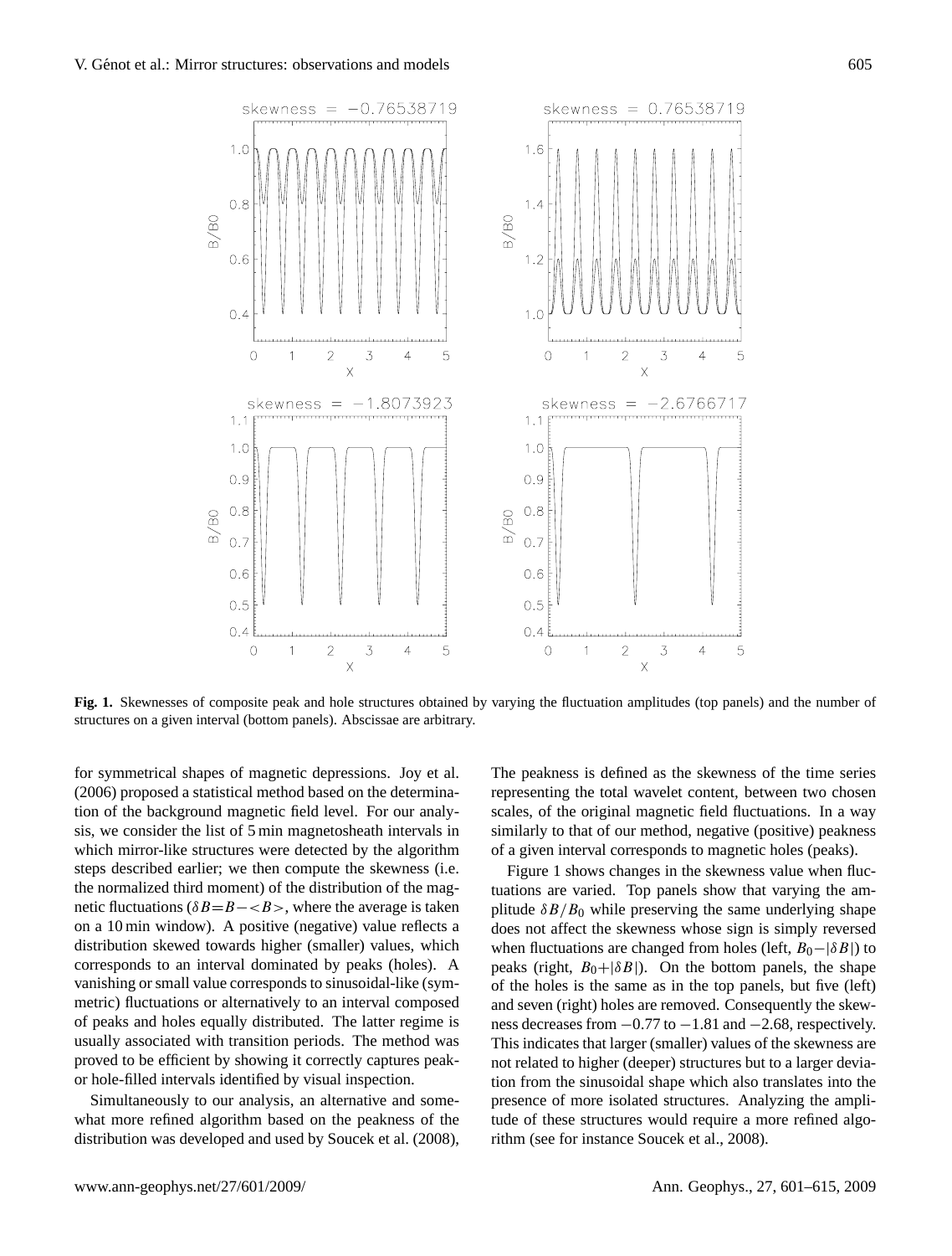**Fig. 1.** Skewnesses of composite peak and hole structures obtained by varying the fluctuation amplitudes (top panels) and the number of structures on a given interval (bottom panels). Abscissae are arbitrary.

for symmetrical shapes of magnetic depressions. Joy et al. (2006) proposed a statistical method based on the determination of the background magnetic field level. For our analysis, we consider the list of 5 min magnetosheath intervals in which mirror-like structures were detected by the algorithm steps described earlier; we then compute the skewness (i.e. the normalized third moment) of the distribution of the magnetic fluctuations ($\delta B = B - <B>$, where the average is taken on a 10 min window). A positive (negative) value reflects a distribution skewed towards higher (smaller) values, which corresponds to an interval dominated by peaks (holes). A vanishing or small value corresponds to sinusoidal-like (symmetric) fluctuations or alternatively to an interval composed of peaks and holes equally distributed. The latter regime is usually associated with transition periods. The method was proved to be efficient by showing it correctly captures peak- or hole-filled intervals identified by visual inspection.

Simultaneously to our analysis, an alternative and somewhat more refined algorithm based on the peakness of the distribution was developed and used by Soucek et al. (2008), The peakness is defined as the skewness of the time series representing the total wavelet content, between two chosen scales, of the original magnetic field fluctuations. In a way similarly to that of our method, negative (positive) peakness of a given interval corresponds to magnetic holes (peaks).

Figure 1 shows changes in the skewness value when fluctuations are varied. Top panels show that varying the amplitude $\delta B/B_0$ while preserving the same underlying shape does not affect the skewness whose sign is simply reversed when fluctuations are changed from holes (left, $B_0 - |\delta B|$) to peaks (right, $B_0 + |\delta B|$). On the bottom panels, the shape of the holes is the same as in the top panels, but five (left) and seven (right) holes are removed. Consequently the skewness decreases from $-0.77$ to $-1.81$ and $-2.68$, respectively. This indicates that larger (smaller) values of the skewness are not related to higher (deeper) structures but to a larger deviation from the sinusoidal shape which also translates into the presence of more isolated structures. Analyzing the amplitude of these structures would require a more refined algorithm (see for instance Soucek et al., 2008).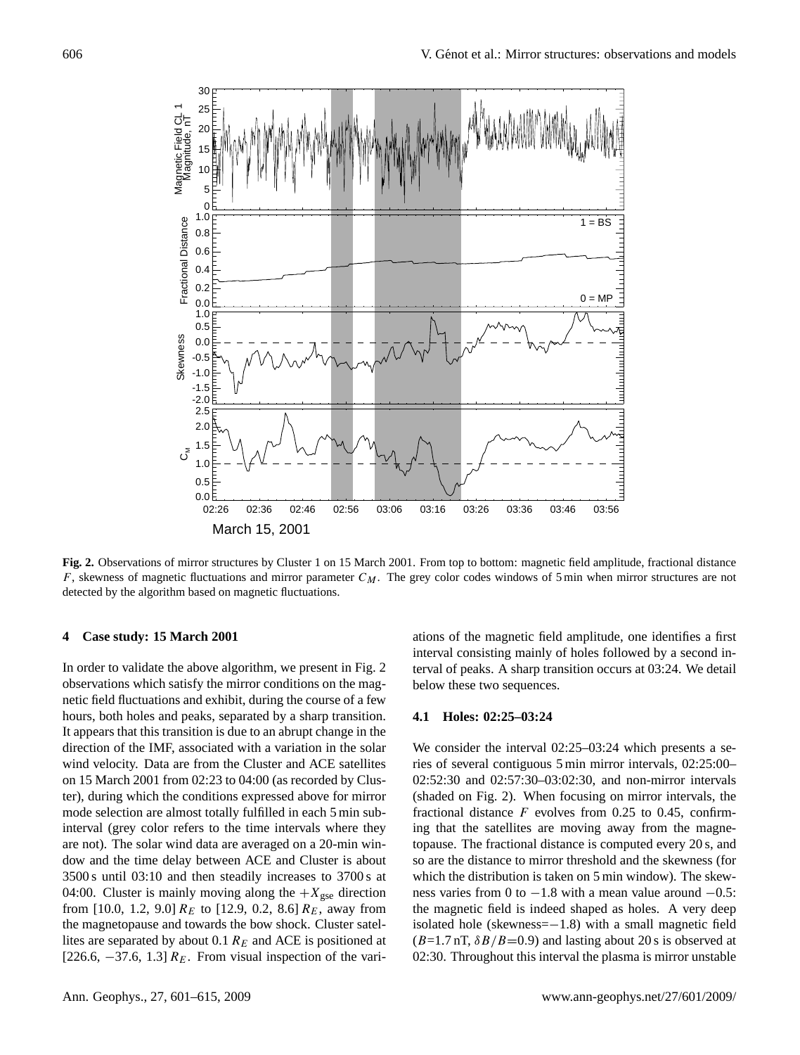**Fig. 2.** Observations of mirror structures by Cluster 1 on 15 March 2001. From top to bottom: magnetic field amplitude, fractional distance $F$, skewness of magnetic fluctuations and mirror parameter $C_M$. The grey color codes windows of 5 min when mirror structures are not detected by the algorithm based on magnetic fluctuations.

## 4 Case study: 15 March 2001

In order to validate the above algorithm, we present in Fig. 2 observations which satisfy the mirror conditions on the magnetic field fluctuations and exhibit, during the course of a few hours, both holes and peaks, separated by a sharp transition. It appears that this transition is due to an abrupt change in the direction of the IMF, associated with a variation in the solar wind velocity. Data are from the Cluster and ACE satellites on 15 March 2001 from 02:23 to 04:00 (as recorded by Cluster), during which the conditions expressed above for mirror mode selection are almost totally fulfilled in each 5 min subinterval (grey color refers to the time intervals where they are not). The solar wind data are averaged on a 20-min window and the time delay between ACE and Cluster is about 3500 s until 03:10 and then steadily increases to 3700 s at 04:00. Cluster is mainly moving along the $+X_{\mathrm{gse}}$ direction from [10.0, 1.2, 9.0] $R_E$ to [12.9, 0.2, 8.6] $R_E$, away from the magnetopause and towards the bow shock. Cluster satellites are separated by about 0.1 $R_E$ and ACE is positioned at [226.6, −37.6, 1.3] $R_E$. From visual inspection of the variations of the magnetic field amplitude, one identifies a first interval consisting mainly of holes followed by a second interval of peaks. A sharp transition occurs at 03:24. We detail below these two sequences.

### 4.1 Holes: 02:25–03:24

We consider the interval 02:25–03:24 which presents a series of several contiguous 5 min mirror intervals, 02:25:00–02:52:30 and 02:57:30–03:02:30, and non-mirror intervals (shaded on Fig. 2). When focusing on mirror intervals, the fractional distance $F$ evolves from 0.25 to 0.45, confirming that the satellites are moving away from the magnetopause. The fractional distance is computed every 20 s, and so are the distance to mirror threshold and the skewness (for which the distribution is taken on 5 min window). The skewness varies from 0 to −1.8 with a mean value around −0.5: the magnetic field is indeed shaped as holes. A very deep isolated hole (skewness=−1.8) with a small magnetic field ($B$=1.7 nT, $\delta B/B$=0.9) and lasting about 20 s is observed at 02:30. Throughout this interval the plasma is mirror unstable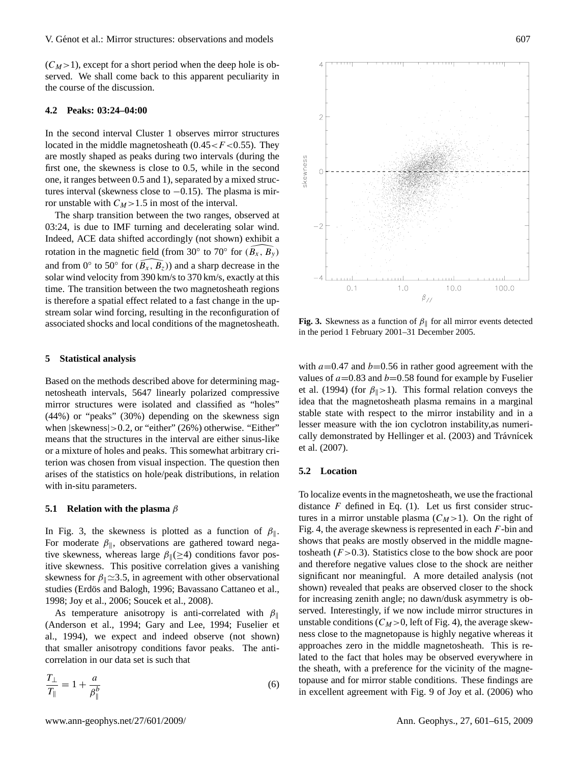($C_M > 1$), except for a short period when the deep hole is observed. We shall come back to this apparent peculiarity in the course of the discussion.

### 4.2 Peaks: 03:24–04:00

In the second interval Cluster 1 observes mirror structures located in the middle magnetosheath ($0.45 < F < 0.55$). They are mostly shaped as peaks during two intervals (during the first one, the skewness is close to 0.5, while in the second one, it ranges between 0.5 and 1), separated by a mixed structures interval (skewness close to −0.15). The plasma is mirror unstable with $C_M > 1.5$ in most of the interval.

The sharp transition between the two ranges, observed at 03:24, is due to IMF turning and decelerating solar wind. Indeed, ACE data shifted accordingly (not shown) exhibit a rotation in the magnetic field (from 30° to 70° for $(\widehat{B_x, B_y})$ and from 0° to 50° for $(\widehat{B_x, B_z})$) and a sharp decrease in the solar wind velocity from 390 km/s to 370 km/s, exactly at this time. The transition between the two magnetosheath regions is therefore a spatial effect related to a fast change in the upstream solar wind forcing, resulting in the reconfiguration of associated shocks and local conditions of the magnetosheath.

## 5 Statistical analysis

Based on the methods described above for determining magnetosheath intervals, 5647 linearly polarized compressive mirror structures were isolated and classified as "holes" (44%) or "peaks" (30%) depending on the skewness sign when |skewness|>0.2, or "either" (26%) otherwise. "Either" means that the structures in the interval are either sinus-like or a mixture of holes and peaks. This somewhat arbitrary criterion was chosen from visual inspection. The question then arises of the statistics on hole/peak distributions, in relation with in-situ parameters.

### 5.1 Relation with the plasma $\beta$

In Fig. 3, the skewness is plotted as a function of $\beta_\parallel$. For moderate $\beta_\parallel$, observations are gathered toward negative skewness, whereas large $\beta_\parallel (\geq 4)$ conditions favor positive skewness. This positive correlation gives a vanishing skewness for $\beta_\parallel \simeq 3.5$, in agreement with other observational studies (Erdös and Balogh, 1996; Bavassano Cattaneo et al., 1998; Joy et al., 2006; Soucek et al., 2008).

As temperature anisotropy is anti-correlated with $\beta_\parallel$ (Anderson et al., 1994; Gary and Lee, 1994; Fuselier et al., 1994), we expect and indeed observe (not shown) that smaller anisotropy conditions favor peaks. The anti-correlation in our data set is such that

$$\frac{T_\perp}{T_\parallel} = 1 + \frac{a}{\beta_\parallel^b} \tag{6}$$

Fig. 3. Skewness as a function of $\beta_\parallel$ for all mirror events detected in the period 1 February 2001–31 December 2005.

with $a$=0.47 and $b$=0.56 in rather good agreement with the values of $a$=0.83 and $b$=0.58 found for example by Fuselier et al. (1994) (for $\beta_\parallel > 1$). This formal relation conveys the idea that the magnetosheath plasma remains in a marginal stable state with respect to the mirror instability and in a lesser measure with the ion cyclotron instability,as numerically demonstrated by Hellinger et al. (2003) and Trávnícek et al. (2007).

### 5.2 Location

To localize events in the magnetosheath, we use the fractional distance $F$ defined in Eq. (1). Let us first consider structures in a mirror unstable plasma ($C_M > 1$). On the right of Fig. 4, the average skewness is represented in each $F$-bin and shows that peaks are mostly observed in the middle magnetosheath ($F > 0.3$). Statistics close to the bow shock are poor and therefore negative values close to the shock are neither significant nor meaningful. A more detailed analysis (not shown) revealed that peaks are observed closer to the shock for increasing zenith angle; no dawn/dusk asymmetry is observed. Interestingly, if we now include mirror structures in unstable conditions ($C_M > 0$, left of Fig. 4), the average skewness close to the magnetopause is highly negative whereas it approaches zero in the middle magnetosheath. This is related to the fact that holes may be observed everywhere in the sheath, with a preference for the vicinity of the magnetopause and for mirror stable conditions. These findings are in excellent agreement with Fig. 9 of Joy et al. (2006) who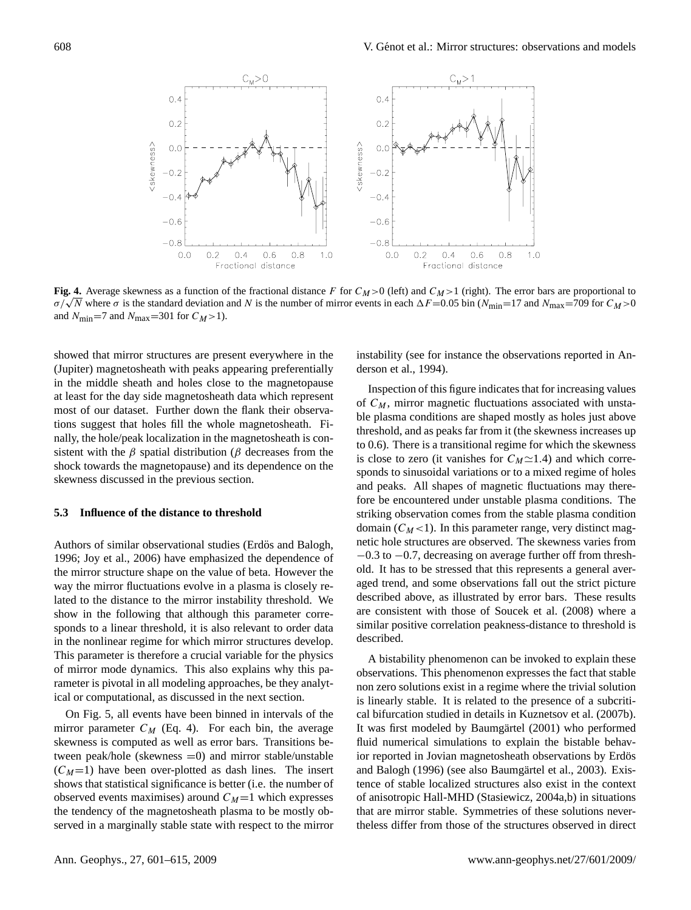**Fig. 4.** Average skewness as a function of the fractional distance $F$ for $C_M>0$ (left) and $C_M>1$ (right). The error bars are proportional to $\sigma/\sqrt{N}$ where $\sigma$ is the standard deviation and $N$ is the number of mirror events in each $\Delta F$=0.05 bin ($N_{\min}$=17 and $N_{\max}$=709 for $C_M>0$ and $N_{\min}$=7 and $N_{\max}$=301 for $C_M>1$).

showed that mirror structures are present everywhere in the (Jupiter) magnetosheath with peaks appearing preferentially in the middle sheath and holes close to the magnetopause at least for the day side magnetosheath data which represent most of our dataset. Further down the flank their observations suggest that holes fill the whole magnetosheath. Finally, the hole/peak localization in the magnetosheath is consistent with the $\beta$ spatial distribution ($\beta$ decreases from the shock towards the magnetopause) and its dependence on the skewness discussed in the previous section.

### 5.3 Influence of the distance to threshold

Authors of similar observational studies (Erdös and Balogh, 1996; Joy et al., 2006) have emphasized the dependence of the mirror structure shape on the value of beta. However the way the mirror fluctuations evolve in a plasma is closely related to the distance to the mirror instability threshold. We show in the following that although this parameter corresponds to a linear threshold, it is also relevant to order data in the nonlinear regime for which mirror structures develop. This parameter is therefore a crucial variable for the physics of mirror mode dynamics. This also explains why this parameter is pivotal in all modeling approaches, be they analytical or computational, as discussed in the next section.

On Fig. 5, all events have been binned in intervals of the mirror parameter $C_M$ (Eq. 4). For each bin, the average skewness is computed as well as error bars. Transitions between peak/hole (skewness =0) and mirror stable/unstable ($C_M$=1) have been over-plotted as dash lines. The insert shows that statistical significance is better (i.e. the number of observed events maximises) around $C_M$=1 which expresses the tendency of the magnetosheath plasma to be mostly observed in a marginally stable state with respect to the mirror instability (see for instance the observations reported in Anderson et al., 1994).

Inspection of this figure indicates that for increasing values of $C_M$, mirror magnetic fluctuations associated with unstable plasma conditions are shaped mostly as holes just above threshold, and as peaks far from it (the skewness increases up to 0.6). There is a transitional regime for which the skewness is close to zero (it vanishes for $C_M\simeq1.4$) and which corresponds to sinusoidal variations or to a mixed regime of holes and peaks. All shapes of magnetic fluctuations may therefore be encountered under unstable plasma conditions. The striking observation comes from the stable plasma condition domain ($C_M<1$). In this parameter range, very distinct magnetic hole structures are observed. The skewness varies from $-0.3$ to $-0.7$, decreasing on average further off from threshold. It has to be stressed that this represents a general averaged trend, and some observations fall out the strict picture described above, as illustrated by error bars. These results are consistent with those of Soucek et al. (2008) where a similar positive correlation peakness-distance to threshold is described.

A bistability phenomenon can be invoked to explain these observations. This phenomenon expresses the fact that stable non zero solutions exist in a regime where the trivial solution is linearly stable. It is related to the presence of a subcritical bifurcation studied in details in Kuznetsov et al. (2007b). It was first modeled by Baumgärtel (2001) who performed fluid numerical simulations to explain the bistable behavior reported in Jovian magnetosheath observations by Erdös and Balogh (1996) (see also Baumgärtel et al., 2003). Existence of stable localized structures also exist in the context of anisotropic Hall-MHD (Stasiewicz, 2004a,b) in situations that are mirror stable. Symmetries of these solutions nevertheless differ from those of the structures observed in direct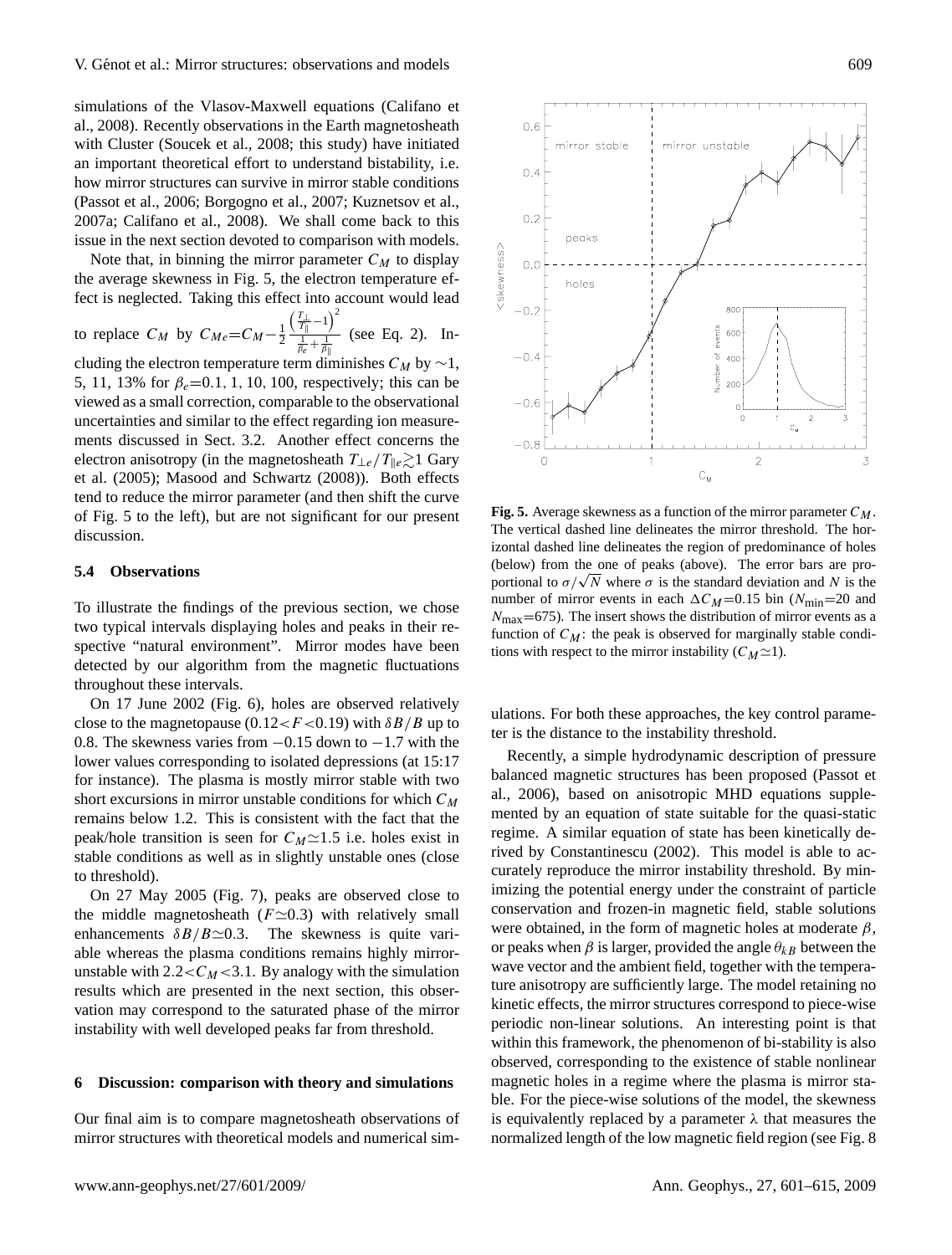simulations of the Vlasov-Maxwell equations (Califano et al., 2008). Recently observations in the Earth magnetosheath with Cluster (Soucek et al., 2008; this study) have initiated an important theoretical effort to understand bistability, i.e. how mirror structures can survive in mirror stable conditions (Passot et al., 2006; Borgogno et al., 2007; Kuznetsov et al., 2007a; Califano et al., 2008). We shall come back to this issue in the next section devoted to comparison with models.

Note that, in binning the mirror parameter $C_M$ to display the average skewness in Fig. 5, the electron temperature effect is neglected. Taking this effect into account would lead to replace $C_M$ by $C_{Me}=C_M-\frac{1}{2}\frac{\left(\frac{T_\perp}{T_\parallel}-1\right)^2}{\frac{1}{\beta_e}+\frac{1}{\beta_\parallel}}$ (see Eq. 2). Including the electron temperature term diminishes $C_M$ by $\sim$1, 5, 11, 13% for $\beta_e$=0.1, 1, 10, 100, respectively; this can be viewed as a small correction, comparable to the observational uncertainties and similar to the effect regarding ion measurements discussed in Sect. 3.2. Another effect concerns the electron anisotropy (in the magnetosheath $T_{\perp e}/T_{\parallel e}\gtrsim 1$ Gary et al. (2005); Masood and Schwartz (2008)). Both effects tend to reduce the mirror parameter (and then shift the curve of Fig. 5 to the left), but are not significant for our present discussion.

**Fig. 5.** Average skewness as a function of the mirror parameter $C_M$. The vertical dashed line delineates the mirror threshold. The horizontal dashed line delineates the region of predominance of holes (below) from the one of peaks (above). The error bars are proportional to $\sigma/\sqrt{N}$ where $\sigma$ is the standard deviation and $N$ is the number of mirror events in each $\Delta C_M$=0.15 bin ($N_{\min}$=20 and $N_{\max}$=675). The insert shows the distribution of mirror events as a function of $C_M$: the peak is observed for marginally stable conditions with respect to the mirror instability ($C_M\simeq 1$).

### 5.4 Observations

To illustrate the findings of the previous section, we chose two typical intervals displaying holes and peaks in their respective "natural environment". Mirror modes have been detected by our algorithm from the magnetic fluctuations throughout these intervals.

On 17 June 2002 (Fig. 6), holes are observed relatively close to the magnetopause ($0.12<F<0.19$) with $\delta B/B$ up to 0.8. The skewness varies from $-0.15$ down to $-1.7$ with the lower values corresponding to isolated depressions (at 15:17 for instance). The plasma is mostly mirror stable with two short excursions in mirror unstable conditions for which $C_M$ remains below 1.2. This is consistent with the fact that the peak/hole transition is seen for $C_M\simeq 1.5$ i.e. holes exist in stable conditions as well as in slightly unstable ones (close to threshold).

On 27 May 2005 (Fig. 7), peaks are observed close to the middle magnetosheath ($F\simeq 0.3$) with relatively small enhancements $\delta B/B\simeq 0.3$. The skewness is quite variable whereas the plasma conditions remains highly mirror-unstable with $2.2<C_M<3.1$. By analogy with the simulation results which are presented in the next section, this observation may correspond to the saturated phase of the mirror instability with well developed peaks far from threshold.

## 6 Discussion: comparison with theory and simulations

Our final aim is to compare magnetosheath observations of mirror structures with theoretical models and numerical simulations. For both these approaches, the key control parameter is the distance to the instability threshold.

Recently, a simple hydrodynamic description of pressure balanced magnetic structures has been proposed (Passot et al., 2006), based on anisotropic MHD equations supplemented by an equation of state suitable for the quasi-static regime. A similar equation of state has been kinetically derived by Constantinescu (2002). This model is able to accurately reproduce the mirror instability threshold. By minimizing the potential energy under the constraint of particle conservation and frozen-in magnetic field, stable solutions were obtained, in the form of magnetic holes at moderate $\beta$, or peaks when $\beta$ is larger, provided the angle $\theta_{kB}$ between the wave vector and the ambient field, together with the temperature anisotropy are sufficiently large. The model retaining no kinetic effects, the mirror structures correspond to piece-wise periodic non-linear solutions. An interesting point is that within this framework, the phenomenon of bi-stability is also observed, corresponding to the existence of stable nonlinear magnetic holes in a regime where the plasma is mirror stable. For the piece-wise solutions of the model, the skewness is equivalently replaced by a parameter $\lambda$ that measures the normalized length of the low magnetic field region (see Fig. 8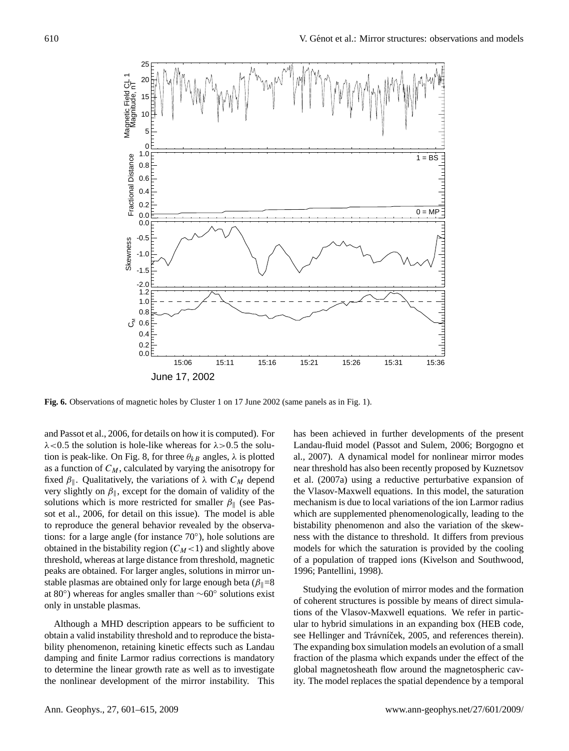**Fig. 6.** Observations of magnetic holes by Cluster 1 on 17 June 2002 (same panels as in Fig. 1).

and Passot et al., 2006, for details on how it is computed). For $\lambda<0.5$ the solution is hole-like whereas for $\lambda>0.5$ the solution is peak-like. On Fig. 8, for three $\theta_{kB}$ angles, $\lambda$ is plotted as a function of $C_M$, calculated by varying the anisotropy for fixed $\beta_\parallel$. Qualitatively, the variations of $\lambda$ with $C_M$ depend very slightly on $\beta_\parallel$, except for the domain of validity of the solutions which is more restricted for smaller $\beta_\parallel$ (see Passot et al., 2006, for detail on this issue). The model is able to reproduce the general behavior revealed by the observations: for a large angle (for instance 70°), hole solutions are obtained in the bistability region ($C_M<1$) and slightly above threshold, whereas at large distance from threshold, magnetic peaks are obtained. For larger angles, solutions in mirror unstable plasmas are obtained only for large enough beta ($\beta_\parallel=8$ at 80°) whereas for angles smaller than ∼60° solutions exist only in unstable plasmas.

Although a MHD description appears to be sufficient to obtain a valid instability threshold and to reproduce the bistability phenomenon, retaining kinetic effects such as Landau damping and finite Larmor radius corrections is mandatory to determine the linear growth rate as well as to investigate the nonlinear development of the mirror instability. This has been achieved in further developments of the present Landau-fluid model (Passot and Sulem, 2006; Borgogno et al., 2007). A dynamical model for nonlinear mirror modes near threshold has also been recently proposed by Kuznetsov et al. (2007a) using a reductive perturbative expansion of the Vlasov-Maxwell equations. In this model, the saturation mechanism is due to local variations of the ion Larmor radius which are supplemented phenomenologically, leading to the bistability phenomenon and also the variation of the skewness with the distance to threshold. It differs from previous models for which the saturation is provided by the cooling of a population of trapped ions (Kivelson and Southwood, 1996; Pantellini, 1998).

Studying the evolution of mirror modes and the formation of coherent structures is possible by means of direct simulations of the Vlasov-Maxwell equations. We refer in particular to hybrid simulations in an expanding box (HEB code, see Hellinger and Trávníček, 2005, and references therein). The expanding box simulation models an evolution of a small fraction of the plasma which expands under the effect of the global magnetosheath flow around the magnetospheric cavity. The model replaces the spatial dependence by a temporal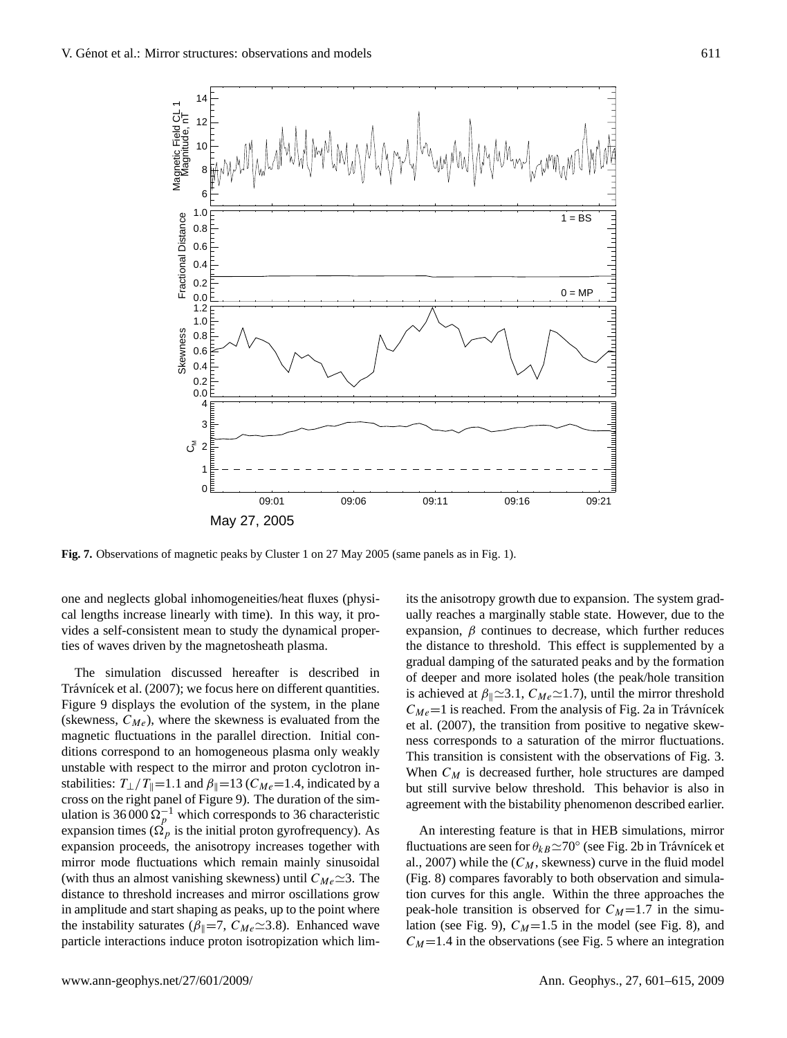**Fig. 7.** Observations of magnetic peaks by Cluster 1 on 27 May 2005 (same panels as in Fig. 1).

one and neglects global inhomogeneities/heat fluxes (physical lengths increase linearly with time). In this way, it provides a self-consistent mean to study the dynamical properties of waves driven by the magnetosheath plasma.

The simulation discussed hereafter is described in Trávnícek et al. (2007); we focus here on different quantities. Figure 9 displays the evolution of the system, in the plane (skewness, $C_{Me}$), where the skewness is evaluated from the magnetic fluctuations in the parallel direction. Initial conditions correspond to an homogeneous plasma only weakly unstable with respect to the mirror and proton cyclotron instabilities: $T_\perp/T_\parallel=1.1$ and $\beta_\parallel=13$ ($C_{Me}=1.4$, indicated by a cross on the right panel of Figure 9). The duration of the simulation is $36\,000\,\Omega_p^{-1}$ which corresponds to 36 characteristic expansion times ($\Omega_p$ is the initial proton gyrofrequency). As expansion proceeds, the anisotropy increases together with mirror mode fluctuations which remain mainly sinusoidal (with thus an almost vanishing skewness) until $C_{Me}\simeq3$. The distance to threshold increases and mirror oscillations grow in amplitude and start shaping as peaks, up to the point where the instability saturates ($\beta_\parallel=7$, $C_{Me}\simeq3.8$). Enhanced wave particle interactions induce proton isotropization which limits the anisotropy growth due to expansion. The system gradually reaches a marginally stable state. However, due to the expansion, $\beta$ continues to decrease, which further reduces the distance to threshold. This effect is supplemented by a gradual damping of the saturated peaks and by the formation of deeper and more isolated holes (the peak/hole transition is achieved at $\beta_\parallel\simeq3.1$, $C_{Me}\simeq1.7$), until the mirror threshold $C_{Me}=1$ is reached. From the analysis of Fig. 2a in Trávnícek et al. (2007), the transition from positive to negative skewness corresponds to a saturation of the mirror fluctuations. This transition is consistent with the observations of Fig. 3. When $C_M$ is decreased further, hole structures are damped but still survive below threshold. This behavior is also in agreement with the bistability phenomenon described earlier.

An interesting feature is that in HEB simulations, mirror fluctuations are seen for $\theta_{kB}\simeq70°$ (see Fig. 2b in Trávnícek et al., 2007) while the ($C_M$, skewness) curve in the fluid model (Fig. 8) compares favorably to both observation and simulation curves for this angle. Within the three approaches the peak-hole transition is observed for $C_M=1.7$ in the simulation (see Fig. 9), $C_M=1.5$ in the model (see Fig. 8), and $C_M=1.4$ in the observations (see Fig. 5 where an integration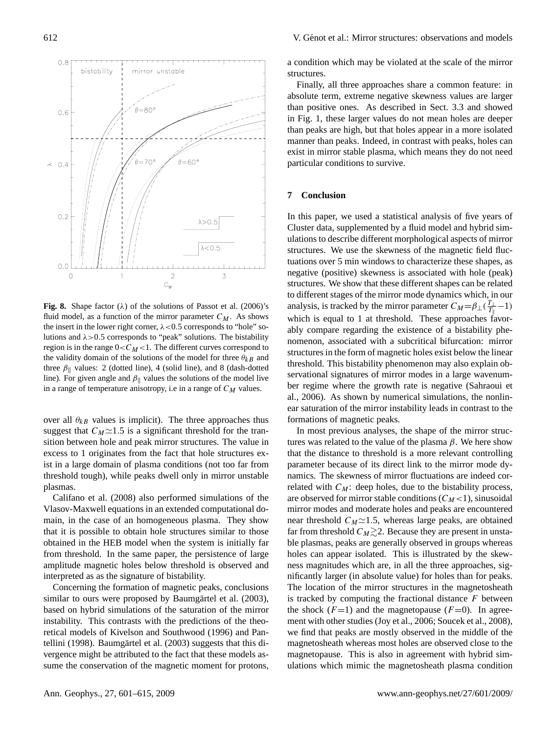**Fig. 8.** Shape factor ($\lambda$) of the solutions of Passot et al. (2006)'s fluid model, as a function of the mirror parameter $C_M$. As shows the insert in the lower right corner, $\lambda<0.5$ corresponds to "hole" solutions and $\lambda>0.5$ corresponds to "peak" solutions. The bistability region is in the range $0<C_M<1$. The different curves correspond to the validity domain of the solutions of the model for three $\theta_{kB}$ and three $\beta_\parallel$ values: 2 (dotted line), 4 (solid line), and 8 (dash-dotted line). For given angle and $\beta_\parallel$ values the solutions of the model live in a range of temperature anisotropy, i.e in a range of $C_M$ values.

over all $\theta_{kB}$ values is implicit). The three approaches thus suggest that $C_M\simeq1.5$ is a significant threshold for the transition between hole and peak mirror structures. The value in excess to 1 originates from the fact that hole structures exist in a large domain of plasma conditions (not too far from threshold tough), while peaks dwell only in mirror unstable plasmas.

Califano et al. (2008) also performed simulations of the Vlasov-Maxwell equations in an extended computational domain, in the case of an homogeneous plasma. They show that it is possible to obtain hole structures similar to those obtained in the HEB model when the system is initially far from threshold. In the same paper, the persistence of large amplitude magnetic holes below threshold is observed and interpreted as as the signature of bistability.

Concerning the formation of magnetic peaks, conclusions similar to ours were proposed by Baumgärtel et al. (2003), based on hybrid simulations of the saturation of the mirror instability. This contrasts with the predictions of the theoretical models of Kivelson and Southwood (1996) and Pantellini (1998). Baumgärtel et al. (2003) suggests that this divergence might be attributed to the fact that these models assume the conservation of the magnetic moment for protons, a condition which may be violated at the scale of the mirror structures.

Finally, all three approaches share a common feature: in absolute term, extreme negative skewness values are larger than positive ones. As described in Sect. 3.3 and showed in Fig. 1, these larger values do not mean holes are deeper than peaks are high, but that holes appear in a more isolated manner than peaks. Indeed, in contrast with peaks, holes can exist in mirror stable plasma, which means they do not need particular conditions to survive.

## 7 Conclusion

In this paper, we used a statistical analysis of five years of Cluster data, supplemented by a fluid model and hybrid simulations to describe different morphological aspects of mirror structures. We use the skewness of the magnetic field fluctuations over 5 min windows to characterize these shapes, as negative (positive) skewness is associated with hole (peak) structures. We show that these different shapes can be related to different stages of the mirror mode dynamics which, in our analysis, is tracked by the mirror parameter $C_M=\beta_\perp(\frac{T_\perp}{T_\parallel}-1)$ which is equal to 1 at threshold. These approaches favorably compare regarding the existence of a bistability phenomenon, associated with a subcritical bifurcation: mirror structures in the form of magnetic holes exist below the linear threshold. This bistability phenomenon may also explain observational signatures of mirror modes in a large wavenumber regime where the growth rate is negative (Sahraoui et al., 2006). As shown by numerical simulations, the nonlinear saturation of the mirror instability leads in contrast to the formations of magnetic peaks.

In most previous analyses, the shape of the mirror structures was related to the value of the plasma $\beta$. We here show that the distance to threshold is a more relevant controlling parameter because of its direct link to the mirror mode dynamics. The skewness of mirror fluctuations are indeed correlated with $C_M$: deep holes, due to the bistability process, are observed for mirror stable conditions ($C_M<1$), sinusoidal mirror modes and moderate holes and peaks are encountered near threshold $C_M\simeq1.5$, whereas large peaks, are obtained far from threshold $C_M\gtrsim2$. Because they are present in unstable plasmas, peaks are generally observed in groups whereas holes can appear isolated. This is illustrated by the skewness magnitudes which are, in all the three approaches, significantly larger (in absolute value) for holes than for peaks. The location of the mirror structures in the magnetosheath is tracked by computing the fractional distance $F$ between the shock ($F=1$) and the magnetopause ($F=0$). In agreement with other studies (Joy et al., 2006; Soucek et al., 2008), we find that peaks are mostly observed in the middle of the magnetosheath whereas most holes are observed close to the magnetopause. This is also in agreement with hybrid simulations which mimic the magnetosheath plasma condition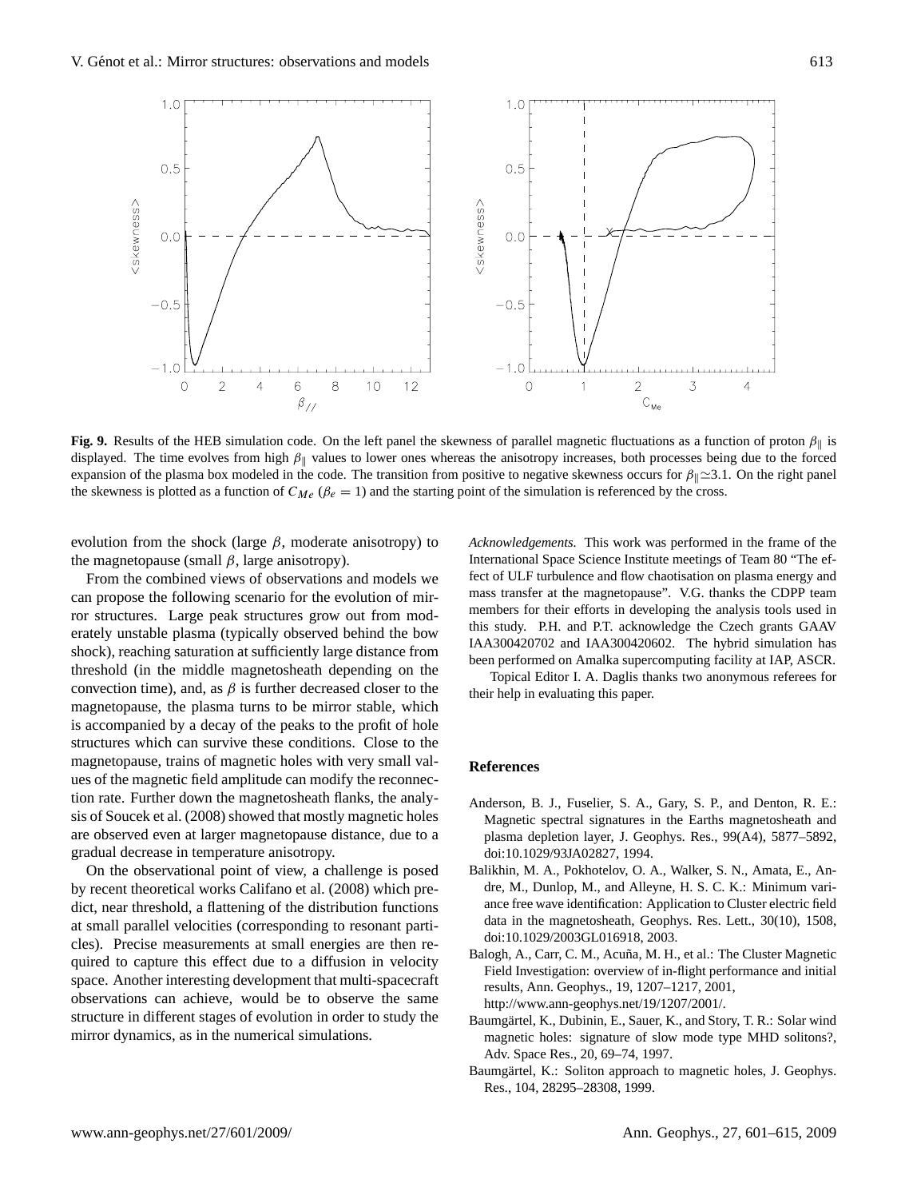**Fig. 9.** Results of the HEB simulation code. On the left panel the skewness of parallel magnetic fluctuations as a function of proton $\beta_{\parallel}$ is displayed. The time evolves from high $\beta_{\parallel}$ values to lower ones whereas the anisotropy increases, both processes being due to the forced expansion of the plasma box modeled in the code. The transition from positive to negative skewness occurs for $\beta_{\parallel}\simeq 3.1$. On the right panel the skewness is plotted as a function of $C_{Me}$ ($\beta_e = 1$) and the starting point of the simulation is referenced by the cross.

evolution from the shock (large $\beta$, moderate anisotropy) to the magnetopause (small $\beta$, large anisotropy).

From the combined views of observations and models we can propose the following scenario for the evolution of mirror structures. Large peak structures grow out from moderately unstable plasma (typically observed behind the bow shock), reaching saturation at sufficiently large distance from threshold (in the middle magnetosheath depending on the convection time), and, as $\beta$ is further decreased closer to the magnetopause, the plasma turns to be mirror stable, which is accompanied by a decay of the peaks to the profit of hole structures which can survive these conditions. Close to the magnetopause, trains of magnetic holes with very small values of the magnetic field amplitude can modify the reconnection rate. Further down the magnetosheath flanks, the analysis of Soucek et al. (2008) showed that mostly magnetic holes are observed even at larger magnetopause distance, due to a gradual decrease in temperature anisotropy.

On the observational point of view, a challenge is posed by recent theoretical works Califano et al. (2008) which predict, near threshold, a flattening of the distribution functions at small parallel velocities (corresponding to resonant particles). Precise measurements at small energies are then required to capture this effect due to a diffusion in velocity space. Another interesting development that multi-spacecraft observations can achieve, would be to observe the same structure in different stages of evolution in order to study the mirror dynamics, as in the numerical simulations.

*Acknowledgements.* This work was performed in the frame of the International Space Science Institute meetings of Team 80 "The effect of ULF turbulence and flow chaotisation on plasma energy and mass transfer at the magnetopause". V.G. thanks the CDPP team members for their efforts in developing the analysis tools used in this study. P.H. and P.T. acknowledge the Czech grants GAAV IAA300420702 and IAA300420602. The hybrid simulation has been performed on Amalka supercomputing facility at IAP, ASCR.

Topical Editor I. A. Daglis thanks two anonymous referees for their help in evaluating this paper.

## References

Anderson, B. J., Fuselier, S. A., Gary, S. P., and Denton, R. E.: Magnetic spectral signatures in the Earths magnetosheath and plasma depletion layer, J. Geophys. Res., 99(A4), 5877–5892, doi:10.1029/93JA02827, 1994.

Balikhin, M. A., Pokhotelov, O. A., Walker, S. N., Amata, E., Andre, M., Dunlop, M., and Alleyne, H. S. C. K.: Minimum variance free wave identification: Application to Cluster electric field data in the magnetosheath, Geophys. Res. Lett., 30(10), 1508, doi:10.1029/2003GL016918, 2003.

Balogh, A., Carr, C. M., Acuña, M. H., et al.: The Cluster Magnetic Field Investigation: overview of in-flight performance and initial results, Ann. Geophys., 19, 1207–1217, 2001, http://www.ann-geophys.net/19/1207/2001/.

Baumgärtel, K., Dubinin, E., Sauer, K., and Story, T. R.: Solar wind magnetic holes: signature of slow mode type MHD solitons?, Adv. Space Res., 20, 69–74, 1997.

Baumgärtel, K.: Soliton approach to magnetic holes, J. Geophys. Res., 104, 28295–28308, 1999.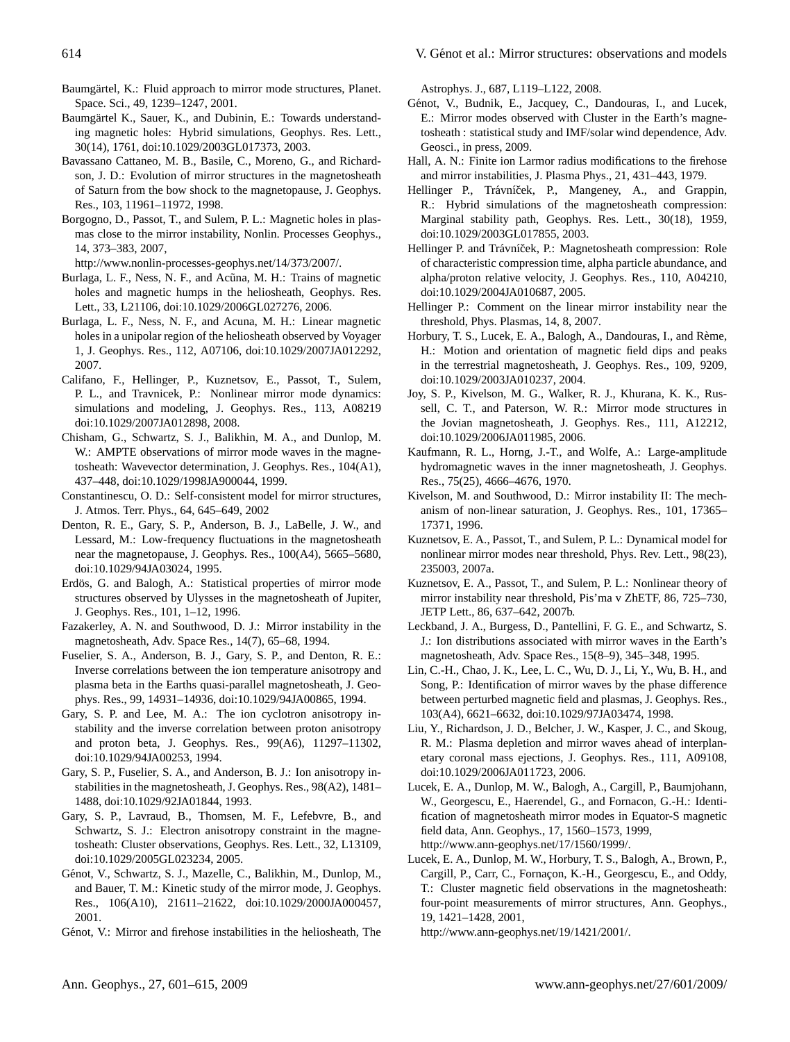Baumgärtel, K.: Fluid approach to mirror mode structures, Planet. Space. Sci., 49, 1239–1247, 2001.

Baumgärtel K., Sauer, K., and Dubinin, E.: Towards understanding magnetic holes: Hybrid simulations, Geophys. Res. Lett., 30(14), 1761, doi:10.1029/2003GL017373, 2003.

Bavassano Cattaneo, M. B., Basile, C., Moreno, G., and Richardson, J. D.: Evolution of mirror structures in the magnetosheath of Saturn from the bow shock to the magnetopause, J. Geophys. Res., 103, 11961–11972, 1998.

Borgogno, D., Passot, T., and Sulem, P. L.: Magnetic holes in plasmas close to the mirror instability, Nonlin. Processes Geophys., 14, 373–383, 2007, http://www.nonlin-processes-geophys.net/14/373/2007/.

Burlaga, L. F., Ness, N. F., and Acũna, M. H.: Trains of magnetic holes and magnetic humps in the heliosheath, Geophys. Res. Lett., 33, L21106, doi:10.1029/2006GL027276, 2006.

Burlaga, L. F., Ness, N. F., and Acuna, M. H.: Linear magnetic holes in a unipolar region of the heliosheath observed by Voyager 1, J. Geophys. Res., 112, A07106, doi:10.1029/2007JA012292, 2007.

Califano, F., Hellinger, P., Kuznetsov, E., Passot, T., Sulem, P. L., and Travnicek, P.: Nonlinear mirror mode dynamics: simulations and modeling, J. Geophys. Res., 113, A08219 doi:10.1029/2007JA012898, 2008.

Chisham, G., Schwartz, S. J., Balikhin, M. A., and Dunlop, M. W.: AMPTE observations of mirror mode waves in the magnetosheath: Wavevector determination, J. Geophys. Res., 104(A1), 437–448, doi:10.1029/1998JA900044, 1999.

Constantinescu, O. D.: Self-consistent model for mirror structures, J. Atmos. Terr. Phys., 64, 645–649, 2002

Denton, R. E., Gary, S. P., Anderson, B. J., LaBelle, J. W., and Lessard, M.: Low-frequency fluctuations in the magnetosheath near the magnetopause, J. Geophys. Res., 100(A4), 5665–5680, doi:10.1029/94JA03024, 1995.

Erdös, G. and Balogh, A.: Statistical properties of mirror mode structures observed by Ulysses in the magnetosheath of Jupiter, J. Geophys. Res., 101, 1–12, 1996.

Fazakerley, A. N. and Southwood, D. J.: Mirror instability in the magnetosheath, Adv. Space Res., 14(7), 65–68, 1994.

Fuselier, S. A., Anderson, B. J., Gary, S. P., and Denton, R. E.: Inverse correlations between the ion temperature anisotropy and plasma beta in the Earths quasi-parallel magnetosheath, J. Geophys. Res., 99, 14931–14936, doi:10.1029/94JA00865, 1994.

Gary, S. P. and Lee, M. A.: The ion cyclotron anisotropy instability and the inverse correlation between proton anisotropy and proton beta, J. Geophys. Res., 99(A6), 11297–11302, doi:10.1029/94JA00253, 1994.

Gary, S. P., Fuselier, S. A., and Anderson, B. J.: Ion anisotropy instabilities in the magnetosheath, J. Geophys. Res., 98(A2), 1481–1488, doi:10.1029/92JA01844, 1993.

Gary, S. P., Lavraud, B., Thomsen, M. F., Lefebvre, B., and Schwartz, S. J.: Electron anisotropy constraint in the magnetosheath: Cluster observations, Geophys. Res. Lett., 32, L13109, doi:10.1029/2005GL023234, 2005.

Génot, V., Schwartz, S. J., Mazelle, C., Balikhin, M., Dunlop, M., and Bauer, T. M.: Kinetic study of the mirror mode, J. Geophys. Res., 106(A10), 21611–21622, doi:10.1029/2000JA000457, 2001.

Génot, V.: Mirror and firehose instabilities in the heliosheath, The Astrophys. J., 687, L119–L122, 2008.

Génot, V., Budnik, E., Jacquey, C., Dandouras, I., and Lucek, E.: Mirror modes observed with Cluster in the Earth's magnetosheath : statistical study and IMF/solar wind dependence, Adv. Geosci., in press, 2009.

Hall, A. N.: Finite ion Larmor radius modifications to the firehose and mirror instabilities, J. Plasma Phys., 21, 431–443, 1979.

Hellinger P., Trávníček, P., Mangeney, A., and Grappin, R.: Hybrid simulations of the magnetosheath compression: Marginal stability path, Geophys. Res. Lett., 30(18), 1959, doi:10.1029/2003GL017855, 2003.

Hellinger P. and Trávníček, P.: Magnetosheath compression: Role of characteristic compression time, alpha particle abundance, and alpha/proton relative velocity, J. Geophys. Res., 110, A04210, doi:10.1029/2004JA010687, 2005.

Hellinger P.: Comment on the linear mirror instability near the threshold, Phys. Plasmas, 14, 8, 2007.

Horbury, T. S., Lucek, E. A., Balogh, A., Dandouras, I., and Rème, H.: Motion and orientation of magnetic field dips and peaks in the terrestrial magnetosheath, J. Geophys. Res., 109, 9209, doi:10.1029/2003JA010237, 2004.

Joy, S. P., Kivelson, M. G., Walker, R. J., Khurana, K. K., Russell, C. T., and Paterson, W. R.: Mirror mode structures in the Jovian magnetosheath, J. Geophys. Res., 111, A12212, doi:10.1029/2006JA011985, 2006.

Kaufmann, R. L., Horng, J.-T., and Wolfe, A.: Large-amplitude hydromagnetic waves in the inner magnetosheath, J. Geophys. Res., 75(25), 4666–4676, 1970.

Kivelson, M. and Southwood, D.: Mirror instability II: The mechanism of non-linear saturation, J. Geophys. Res., 101, 17365–17371, 1996.

Kuznetsov, E. A., Passot, T., and Sulem, P. L.: Dynamical model for nonlinear mirror modes near threshold, Phys. Rev. Lett., 98(23), 235003, 2007a.

Kuznetsov, E. A., Passot, T., and Sulem, P. L.: Nonlinear theory of mirror instability near threshold, Pis'ma v ZhETF, 86, 725–730, JETP Lett., 86, 637–642, 2007b.

Leckband, J. A., Burgess, D., Pantellini, F. G. E., and Schwartz, S. J.: Ion distributions associated with mirror waves in the Earth's magnetosheath, Adv. Space Res., 15(8–9), 345–348, 1995.

Lin, C.-H., Chao, J. K., Lee, L. C., Wu, D. J., Li, Y., Wu, B. H., and Song, P.: Identification of mirror waves by the phase difference between perturbed magnetic field and plasmas, J. Geophys. Res., 103(A4), 6621–6632, doi:10.1029/97JA03474, 1998.

Liu, Y., Richardson, J. D., Belcher, J. W., Kasper, J. C., and Skoug, R. M.: Plasma depletion and mirror waves ahead of interplanetary coronal mass ejections, J. Geophys. Res., 111, A09108, doi:10.1029/2006JA011723, 2006.

Lucek, E. A., Dunlop, M. W., Balogh, A., Cargill, P., Baumjohann, W., Georgescu, E., Haerendel, G., and Fornacon, G.-H.: Identification of magnetosheath mirror modes in Equator-S magnetic field data, Ann. Geophys., 17, 1560–1573, 1999, http://www.ann-geophys.net/17/1560/1999/.

Lucek, E. A., Dunlop, M. W., Horbury, T. S., Balogh, A., Brown, P., Cargill, P., Carr, C., Fornaçon, K.-H., Georgescu, E., and Oddy, T.: Cluster magnetic field observations in the magnetosheath: four-point measurements of mirror structures, Ann. Geophys., 19, 1421–1428, 2001, http://www.ann-geophys.net/19/1421/2001/.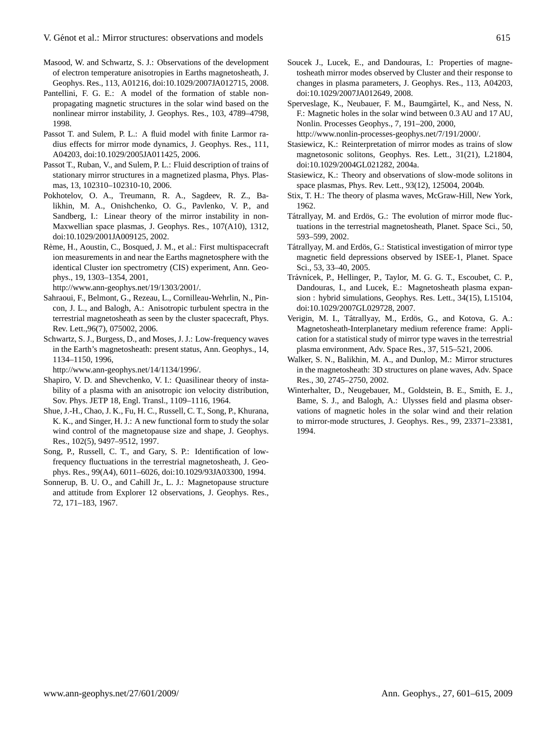Masood, W. and Schwartz, S. J.: Observations of the development of electron temperature anisotropies in Earths magnetosheath, J. Geophys. Res., 113, A01216, doi:10.1029/2007JA012715, 2008.

Pantellini, F. G. E.: A model of the formation of stable nonpropagating magnetic structures in the solar wind based on the nonlinear mirror instability, J. Geophys. Res., 103, 4789–4798, 1998.

Passot T. and Sulem, P. L.: A fluid model with finite Larmor radius effects for mirror mode dynamics, J. Geophys. Res., 111, A04203, doi:10.1029/2005JA011425, 2006.

Passot T., Ruban, V., and Sulem, P. L.: Fluid description of trains of stationary mirror structures in a magnetized plasma, Phys. Plasmas, 13, 102310–102310-10, 2006.

Pokhotelov, O. A., Treumann, R. A., Sagdeev, R. Z., Balikhin, M. A., Onishchenko, O. G., Pavlenko, V. P., and Sandberg, I.: Linear theory of the mirror instability in non-Maxwellian space plasmas, J. Geophys. Res., 107(A10), 1312, doi:10.1029/2001JA009125, 2002.

Rème, H., Aoustin, C., Bosqued, J. M., et al.: First multispacecraft ion measurements in and near the Earths magnetosphere with the identical Cluster ion spectrometry (CIS) experiment, Ann. Geophys., 19, 1303–1354, 2001, http://www.ann-geophys.net/19/1303/2001/.

Sahraoui, F., Belmont, G., Rezeau, L., Cornilleau-Wehrlin, N., Pincon, J. L., and Balogh, A.: Anisotropic turbulent spectra in the terrestrial magnetosheath as seen by the cluster spacecraft, Phys. Rev. Lett.,96(7), 075002, 2006.

Schwartz, S. J., Burgess, D., and Moses, J. J.: Low-frequency waves in the Earth's magnetosheath: present status, Ann. Geophys., 14, 1134–1150, 1996, http://www.ann-geophys.net/14/1134/1996/.

Shapiro, V. D. and Shevchenko, V. I.: Quasilinear theory of instability of a plasma with an anisotropic ion velocity distribution, Sov. Phys. JETP 18, Engl. Transl., 1109–1116, 1964.

Shue, J.-H., Chao, J. K., Fu, H. C., Russell, C. T., Song, P., Khurana, K. K., and Singer, H. J.: A new functional form to study the solar wind control of the magnetopause size and shape, J. Geophys. Res., 102(5), 9497–9512, 1997.

Song, P., Russell, C. T., and Gary, S. P.: Identification of low-frequency fluctuations in the terrestrial magnetosheath, J. Geophys. Res., 99(A4), 6011–6026, doi:10.1029/93JA03300, 1994.

Sonnerup, B. U. O., and Cahill Jr., L. J.: Magnetopause structure and attitude from Explorer 12 observations, J. Geophys. Res., 72, 171–183, 1967.

Soucek J., Lucek, E., and Dandouras, I.: Properties of magnetosheath mirror modes observed by Cluster and their response to changes in plasma parameters, J. Geophys. Res., 113, A04203, doi:10.1029/2007JA012649, 2008.

Sperveslage, K., Neubauer, F. M., Baumgärtel, K., and Ness, N. F.: Magnetic holes in the solar wind between 0.3 AU and 17 AU, Nonlin. Processes Geophys., 7, 191–200, 2000, http://www.nonlin-processes-geophys.net/7/191/2000/.

Stasiewicz, K.: Reinterpretation of mirror modes as trains of slow magnetosonic solitons, Geophys. Res. Lett., 31(21), L21804, doi:10.1029/2004GL021282, 2004a.

Stasiewicz, K.: Theory and observations of slow-mode solitons in space plasmas, Phys. Rev. Lett., 93(12), 125004, 2004b.

Stix, T. H.: The theory of plasma waves, McGraw-Hill, New York, 1962.

Tátrallyay, M. and Erdös, G.: The evolution of mirror mode fluctuations in the terrestrial magnetosheath, Planet. Space Sci., 50, 593–599, 2002.

Tátrallyay, M. and Erdös, G.: Statistical investigation of mirror type magnetic field depressions observed by ISEE-1, Planet. Space Sci., 53, 33–40, 2005.

Trávnícek, P., Hellinger, P., Taylor, M. G. G. T., Escoubet, C. P., Dandouras, I., and Lucek, E.: Magnetosheath plasma expansion : hybrid simulations, Geophys. Res. Lett., 34(15), L15104, doi:10.1029/2007GL029728, 2007.

Verigin, M. I., Tátrallyay, M., Erdös, G., and Kotova, G. A.: Magnetosheath-Interplanetary medium reference frame: Application for a statistical study of mirror type waves in the terrestrial plasma environment, Adv. Space Res., 37, 515–521, 2006.

Walker, S. N., Balikhin, M. A., and Dunlop, M.: Mirror structures in the magnetosheath: 3D structures on plane waves, Adv. Space Res., 30, 2745–2750, 2002.

Winterhalter, D., Neugebauer, M., Goldstein, B. E., Smith, E. J., Bame, S. J., and Balogh, A.: Ulysses field and plasma observations of magnetic holes in the solar wind and their relation to mirror-mode structures, J. Geophys. Res., 99, 23371–23381, 1994.